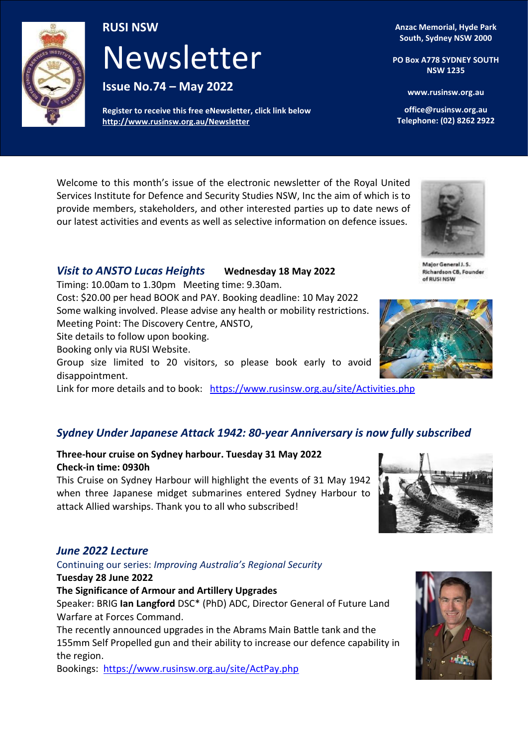# RUSI NSW

# Newsletter

**Issue No.74 – May 2022**

**Register to receive this free eNewsletter, click link below**
**http://www.rusinsw.org.au/Newsletter**

**Anzac Memorial, Hyde Park South, Sydney NSW 2000**

**PO Box A778 SYDNEY SOUTH NSW 1235**

**www.rusinsw.org.au**

**office@rusinsw.org.au**
**Telephone: (02) 8262 2922**

Welcome to this month's issue of the electronic newsletter of the Royal United Services Institute for Defence and Security Studies NSW, Inc the aim of which is to provide members, stakeholders, and other interested parties up to date news of our latest activities and events as well as selective information on defence issues.

Major General J. S. Richardson CB, Founder of RUSI NSW

## *Visit to ANSTO Lucas Heights* **Wednesday 18 May 2022**

Timing: 10.00am to 1.30pm Meeting time: 9.30am.
Cost: $20.00 per head BOOK and PAY. Booking deadline: 10 May 2022
Some walking involved. Please advise any health or mobility restrictions.
Meeting Point: The Discovery Centre, ANSTO,
Site details to follow upon booking.
Booking only via RUSI Website.
Group size limited to 20 visitors, so please book early to avoid disappointment.
Link for more details and to book: https://www.rusinsw.org.au/site/Activities.php

## *Sydney Under Japanese Attack 1942: 80-year Anniversary is now fully subscribed*

**Three-hour cruise on Sydney harbour. Tuesday 31 May 2022**
**Check-in time: 0930h**
This Cruise on Sydney Harbour will highlight the events of 31 May 1942 when three Japanese midget submarines entered Sydney Harbour to attack Allied warships. Thank you to all who subscribed!

## *June 2022 Lecture*

Continuing our series: *Improving Australia's Regional Security*
**Tuesday 28 June 2022**
**The Significance of Armour and Artillery Upgrades**
Speaker: BRIG **Ian Langford** DSC* (PhD) ADC, Director General of Future Land Warfare at Forces Command.
The recently announced upgrades in the Abrams Main Battle tank and the 155mm Self Propelled gun and their ability to increase our defence capability in the region.
Bookings: https://www.rusinsw.org.au/site/ActPay.php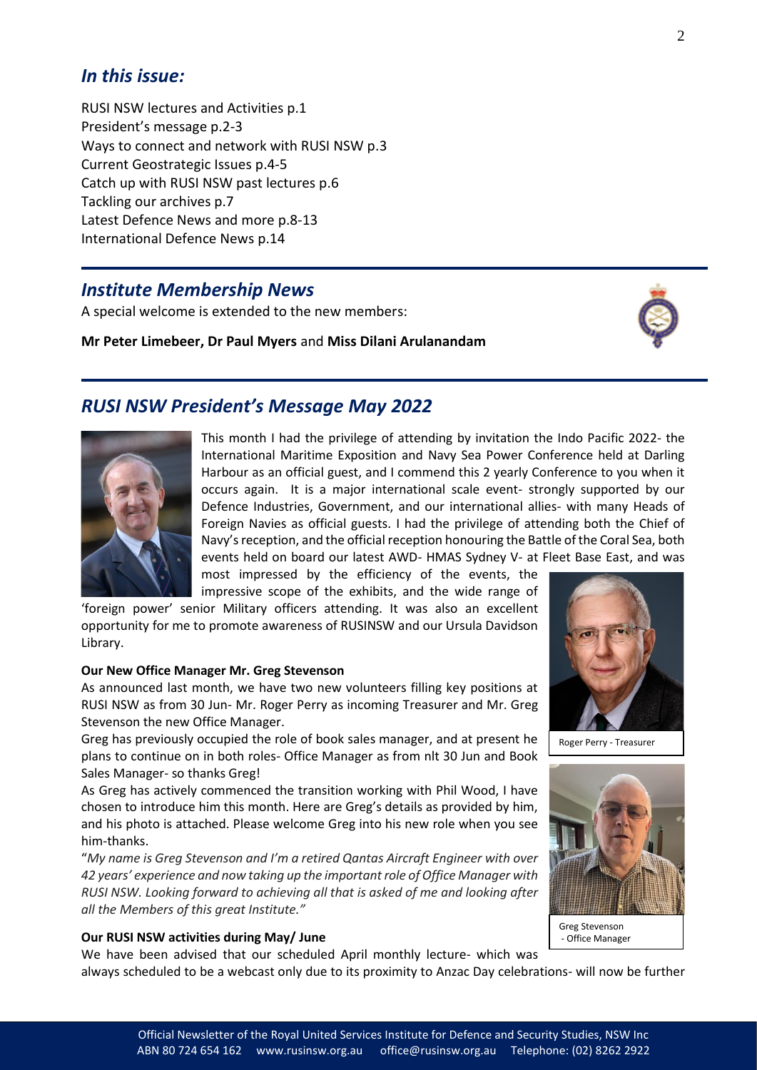## *In this issue:*

RUSI NSW lectures and Activities p.1
President's message p.2-3
Ways to connect and network with RUSI NSW p.3
Current Geostrategic Issues p.4-5
Catch up with RUSI NSW past lectures p.6
Tackling our archives p.7
Latest Defence News and more p.8-13
International Defence News p.14

## *Institute Membership News*

A special welcome is extended to the new members:

**Mr Peter Limebeer, Dr Paul Myers** and **Miss Dilani Arulanandam**

## *RUSI NSW President's Message May 2022*

This month I had the privilege of attending by invitation the Indo Pacific 2022- the International Maritime Exposition and Navy Sea Power Conference held at Darling Harbour as an official guest, and I commend this 2 yearly Conference to you when it occurs again. It is a major international scale event- strongly supported by our Defence Industries, Government, and our international allies- with many Heads of Foreign Navies as official guests. I had the privilege of attending both the Chief of Navy's reception, and the official reception honouring the Battle of the Coral Sea, both events held on board our latest AWD- HMAS Sydney V- at Fleet Base East, and was most impressed by the efficiency of the events, the impressive scope of the exhibits, and the wide range of 'foreign power' senior Military officers attending. It was also an excellent opportunity for me to promote awareness of RUSINSW and our Ursula Davidson Library.

**Our New Office Manager Mr. Greg Stevenson**

As announced last month, we have two new volunteers filling key positions at RUSI NSW as from 30 Jun- Mr. Roger Perry as incoming Treasurer and Mr. Greg Stevenson the new Office Manager.

Greg has previously occupied the role of book sales manager, and at present he plans to continue on in both roles- Office Manager as from nlt 30 Jun and Book Sales Manager- so thanks Greg!

As Greg has actively commenced the transition working with Phil Wood, I have chosen to introduce him this month. Here are Greg's details as provided by him, and his photo is attached. Please welcome Greg into his new role when you see him-thanks.

"*My name is Greg Stevenson and I'm a retired Qantas Aircraft Engineer with over 42 years' experience and now taking up the important role of Office Manager with RUSI NSW. Looking forward to achieving all that is asked of me and looking after all the Members of this great Institute."*

Roger Perry - Treasurer

Greg Stevenson - Office Manager

**Our RUSI NSW activities during May/ June**

We have been advised that our scheduled April monthly lecture- which was always scheduled to be a webcast only due to its proximity to Anzac Day celebrations- will now be further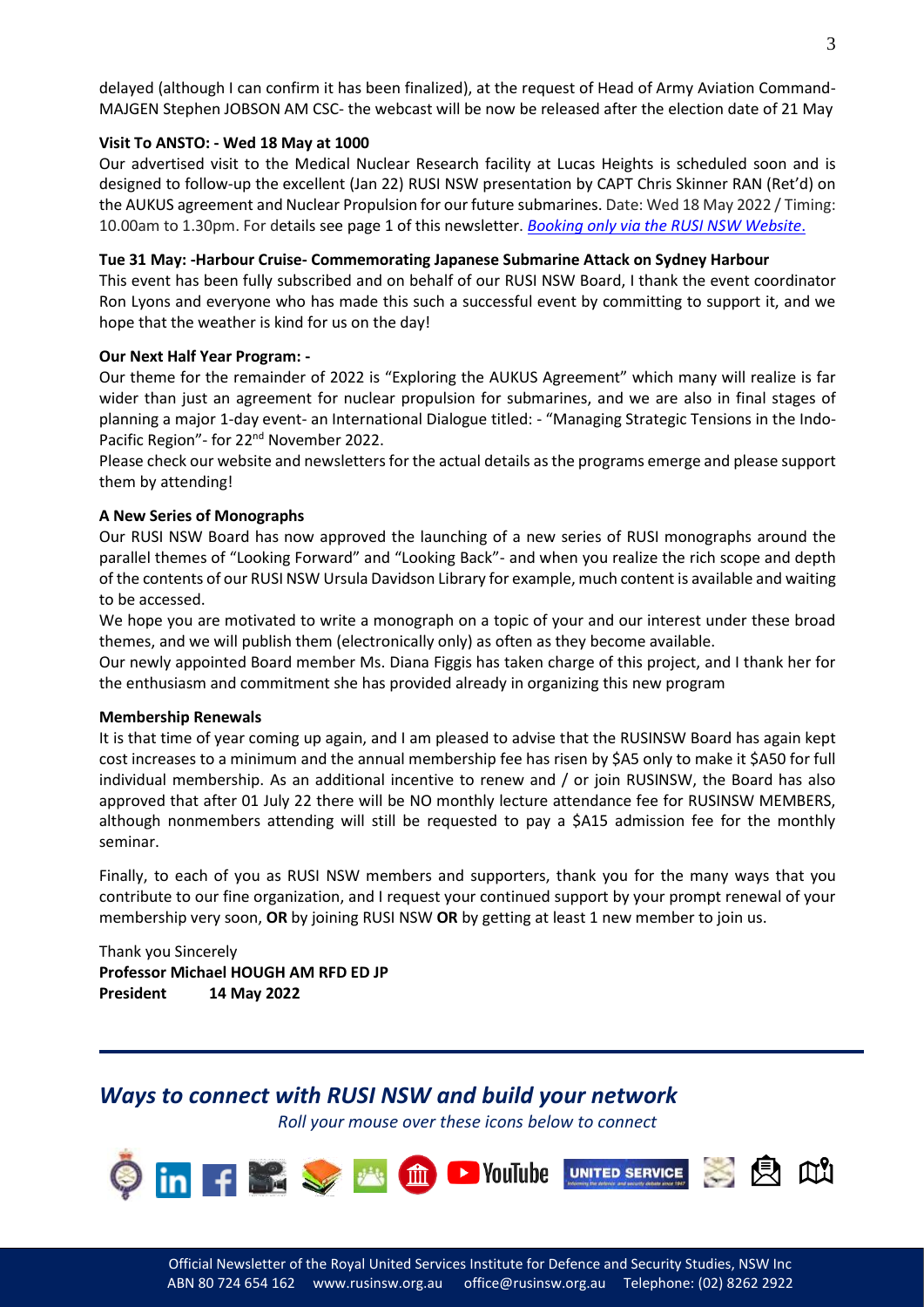delayed (although I can confirm it has been finalized), at the request of Head of Army Aviation Command- MAJGEN Stephen JOBSON AM CSC- the webcast will be now be released after the election date of 21 May

**Visit To ANSTO: - Wed 18 May at 1000**

Our advertised visit to the Medical Nuclear Research facility at Lucas Heights is scheduled soon and is designed to follow-up the excellent (Jan 22) RUSI NSW presentation by CAPT Chris Skinner RAN (Ret'd) on the AUKUS agreement and Nuclear Propulsion for our future submarines. Date: Wed 18 May 2022 / Timing: 10.00am to 1.30pm. For details see page 1 of this newsletter. *Booking only via the RUSI NSW Website*.

**Tue 31 May: -Harbour Cruise- Commemorating Japanese Submarine Attack on Sydney Harbour**

This event has been fully subscribed and on behalf of our RUSI NSW Board, I thank the event coordinator Ron Lyons and everyone who has made this such a successful event by committing to support it, and we hope that the weather is kind for us on the day!

**Our Next Half Year Program: -**

Our theme for the remainder of 2022 is "Exploring the AUKUS Agreement" which many will realize is far wider than just an agreement for nuclear propulsion for submarines, and we are also in final stages of planning a major 1-day event- an International Dialogue titled: - "Managing Strategic Tensions in the Indo-Pacific Region"- for 22nd November 2022.

Please check our website and newsletters for the actual details as the programs emerge and please support them by attending!

**A New Series of Monographs**

Our RUSI NSW Board has now approved the launching of a new series of RUSI monographs around the parallel themes of "Looking Forward" and "Looking Back"- and when you realize the rich scope and depth of the contents of our RUSI NSW Ursula Davidson Library for example, much content is available and waiting to be accessed.

We hope you are motivated to write a monograph on a topic of your and our interest under these broad themes, and we will publish them (electronically only) as often as they become available.

Our newly appointed Board member Ms. Diana Figgis has taken charge of this project, and I thank her for the enthusiasm and commitment she has provided already in organizing this new program

**Membership Renewals**

It is that time of year coming up again, and I am pleased to advise that the RUSINSW Board has again kept cost increases to a minimum and the annual membership fee has risen by $A5 only to make it $A50 for full individual membership. As an additional incentive to renew and / or join RUSINSW, the Board has also approved that after 01 July 22 there will be NO monthly lecture attendance fee for RUSINSW MEMBERS, although nonmembers attending will still be requested to pay a $A15 admission fee for the monthly seminar.

Finally, to each of you as RUSI NSW members and supporters, thank you for the many ways that you contribute to our fine organization, and I request your continued support by your prompt renewal of your membership very soon, **OR** by joining RUSI NSW **OR** by getting at least 1 new member to join us.

Thank you Sincerely

**Professor Michael HOUGH AM RFD ED JP**

**President 14 May 2022**

## *Ways to connect with RUSI NSW and build your network*

*Roll your mouse over these icons below to connect*

Official Newsletter of the Royal United Services Institute for Defence and Security Studies, NSW Inc
ABN 80 724 654 162 www.rusinsw.org.au office@rusinsw.org.au Telephone: (02) 8262 2922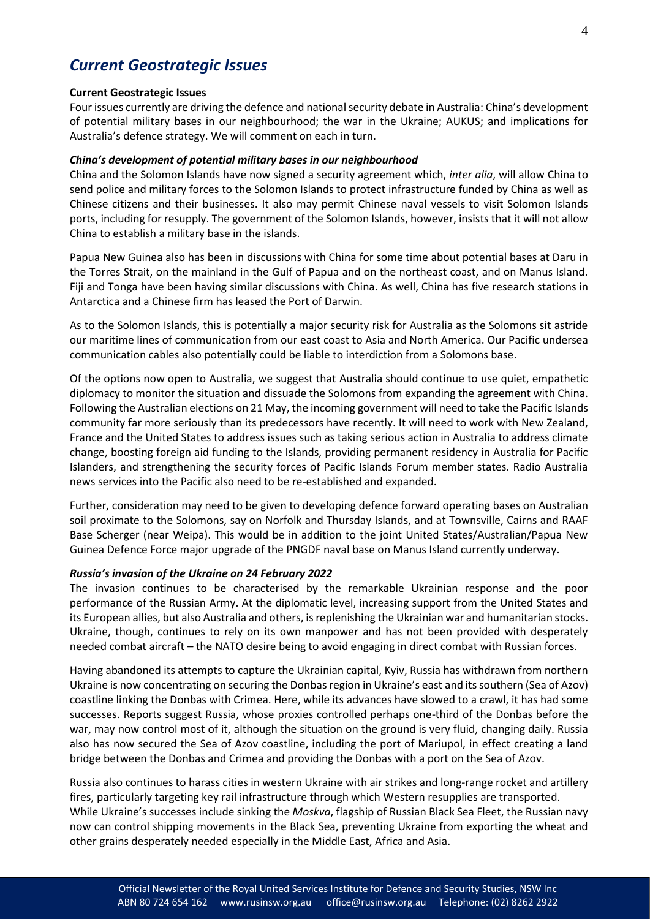# *Current Geostrategic Issues*

**Current Geostrategic Issues**

Four issues currently are driving the defence and national security debate in Australia: China's development of potential military bases in our neighbourhood; the war in the Ukraine; AUKUS; and implications for Australia's defence strategy. We will comment on each in turn.

***China's development of potential military bases in our neighbourhood***

China and the Solomon Islands have now signed a security agreement which, *inter alia*, will allow China to send police and military forces to the Solomon Islands to protect infrastructure funded by China as well as Chinese citizens and their businesses. It also may permit Chinese naval vessels to visit Solomon Islands ports, including for resupply. The government of the Solomon Islands, however, insists that it will not allow China to establish a military base in the islands.

Papua New Guinea also has been in discussions with China for some time about potential bases at Daru in the Torres Strait, on the mainland in the Gulf of Papua and on the northeast coast, and on Manus Island. Fiji and Tonga have been having similar discussions with China. As well, China has five research stations in Antarctica and a Chinese firm has leased the Port of Darwin.

As to the Solomon Islands, this is potentially a major security risk for Australia as the Solomons sit astride our maritime lines of communication from our east coast to Asia and North America. Our Pacific undersea communication cables also potentially could be liable to interdiction from a Solomons base.

Of the options now open to Australia, we suggest that Australia should continue to use quiet, empathetic diplomacy to monitor the situation and dissuade the Solomons from expanding the agreement with China. Following the Australian elections on 21 May, the incoming government will need to take the Pacific Islands community far more seriously than its predecessors have recently. It will need to work with New Zealand, France and the United States to address issues such as taking serious action in Australia to address climate change, boosting foreign aid funding to the Islands, providing permanent residency in Australia for Pacific Islanders, and strengthening the security forces of Pacific Islands Forum member states. Radio Australia news services into the Pacific also need to be re-established and expanded.

Further, consideration may need to be given to developing defence forward operating bases on Australian soil proximate to the Solomons, say on Norfolk and Thursday Islands, and at Townsville, Cairns and RAAF Base Scherger (near Weipa). This would be in addition to the joint United States/Australian/Papua New Guinea Defence Force major upgrade of the PNGDF naval base on Manus Island currently underway.

***Russia's invasion of the Ukraine on 24 February 2022***

The invasion continues to be characterised by the remarkable Ukrainian response and the poor performance of the Russian Army. At the diplomatic level, increasing support from the United States and its European allies, but also Australia and others, is replenishing the Ukrainian war and humanitarian stocks. Ukraine, though, continues to rely on its own manpower and has not been provided with desperately needed combat aircraft – the NATO desire being to avoid engaging in direct combat with Russian forces.

Having abandoned its attempts to capture the Ukrainian capital, Kyiv, Russia has withdrawn from northern Ukraine is now concentrating on securing the Donbas region in Ukraine's east and its southern (Sea of Azov) coastline linking the Donbas with Crimea. Here, while its advances have slowed to a crawl, it has had some successes. Reports suggest Russia, whose proxies controlled perhaps one-third of the Donbas before the war, may now control most of it, although the situation on the ground is very fluid, changing daily. Russia also has now secured the Sea of Azov coastline, including the port of Mariupol, in effect creating a land bridge between the Donbas and Crimea and providing the Donbas with a port on the Sea of Azov.

Russia also continues to harass cities in western Ukraine with air strikes and long-range rocket and artillery fires, particularly targeting key rail infrastructure through which Western resupplies are transported.
While Ukraine's successes include sinking the *Moskva*, flagship of Russian Black Sea Fleet, the Russian navy now can control shipping movements in the Black Sea, preventing Ukraine from exporting the wheat and other grains desperately needed especially in the Middle East, Africa and Asia.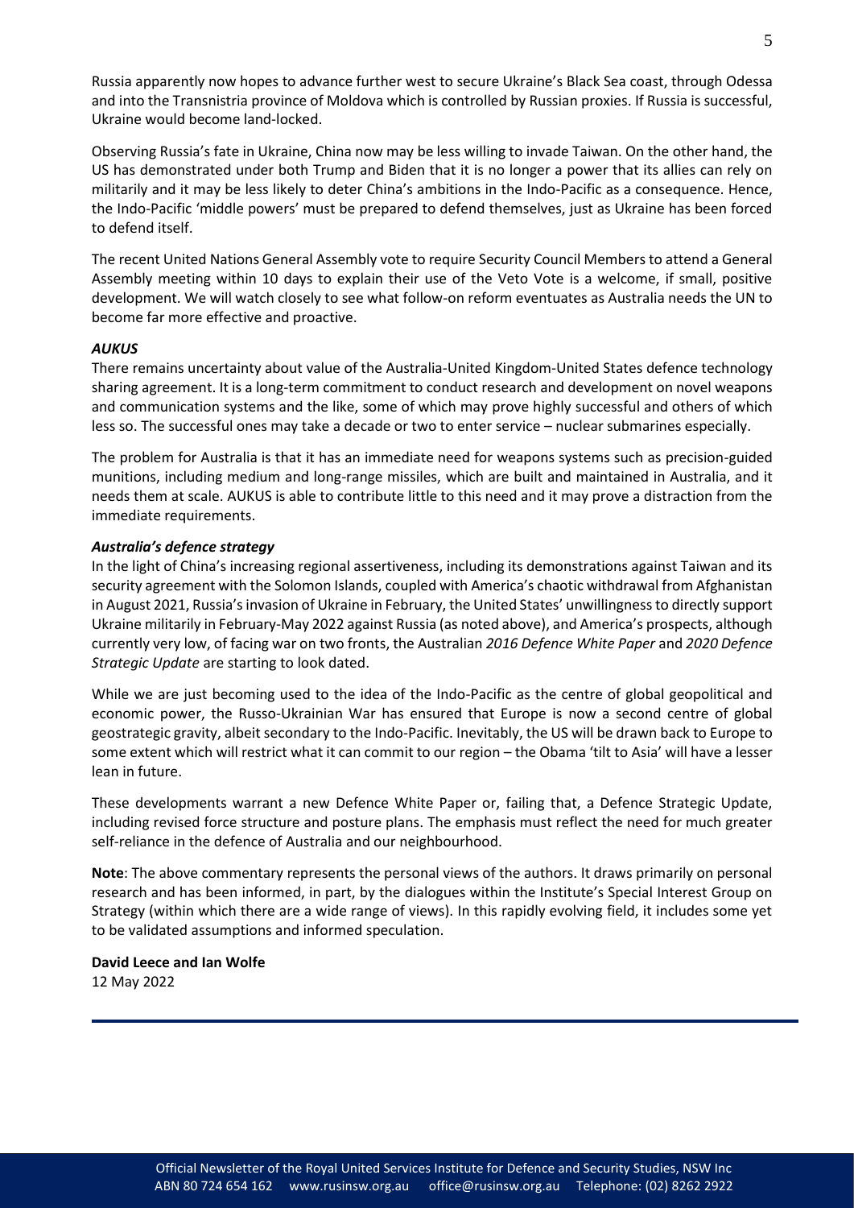Russia apparently now hopes to advance further west to secure Ukraine's Black Sea coast, through Odessa and into the Transnistria province of Moldova which is controlled by Russian proxies. If Russia is successful, Ukraine would become land-locked.

Observing Russia's fate in Ukraine, China now may be less willing to invade Taiwan. On the other hand, the US has demonstrated under both Trump and Biden that it is no longer a power that its allies can rely on militarily and it may be less likely to deter China's ambitions in the Indo-Pacific as a consequence. Hence, the Indo-Pacific 'middle powers' must be prepared to defend themselves, just as Ukraine has been forced to defend itself.

The recent United Nations General Assembly vote to require Security Council Members to attend a General Assembly meeting within 10 days to explain their use of the Veto Vote is a welcome, if small, positive development. We will watch closely to see what follow-on reform eventuates as Australia needs the UN to become far more effective and proactive.

### *AUKUS*

There remains uncertainty about value of the Australia-United Kingdom-United States defence technology sharing agreement. It is a long-term commitment to conduct research and development on novel weapons and communication systems and the like, some of which may prove highly successful and others of which less so. The successful ones may take a decade or two to enter service – nuclear submarines especially.

The problem for Australia is that it has an immediate need for weapons systems such as precision-guided munitions, including medium and long-range missiles, which are built and maintained in Australia, and it needs them at scale. AUKUS is able to contribute little to this need and it may prove a distraction from the immediate requirements.

### *Australia's defence strategy*

In the light of China's increasing regional assertiveness, including its demonstrations against Taiwan and its security agreement with the Solomon Islands, coupled with America's chaotic withdrawal from Afghanistan in August 2021, Russia's invasion of Ukraine in February, the United States' unwillingness to directly support Ukraine militarily in February-May 2022 against Russia (as noted above), and America's prospects, although currently very low, of facing war on two fronts, the Australian *2016 Defence White Paper* and *2020 Defence Strategic Update* are starting to look dated.

While we are just becoming used to the idea of the Indo-Pacific as the centre of global geopolitical and economic power, the Russo-Ukrainian War has ensured that Europe is now a second centre of global geostrategic gravity, albeit secondary to the Indo-Pacific. Inevitably, the US will be drawn back to Europe to some extent which will restrict what it can commit to our region – the Obama 'tilt to Asia' will have a lesser lean in future.

These developments warrant a new Defence White Paper or, failing that, a Defence Strategic Update, including revised force structure and posture plans. The emphasis must reflect the need for much greater self-reliance in the defence of Australia and our neighbourhood.

**Note**: The above commentary represents the personal views of the authors. It draws primarily on personal research and has been informed, in part, by the dialogues within the Institute's Special Interest Group on Strategy (within which there are a wide range of views). In this rapidly evolving field, it includes some yet to be validated assumptions and informed speculation.

**David Leece and Ian Wolfe**
12 May 2022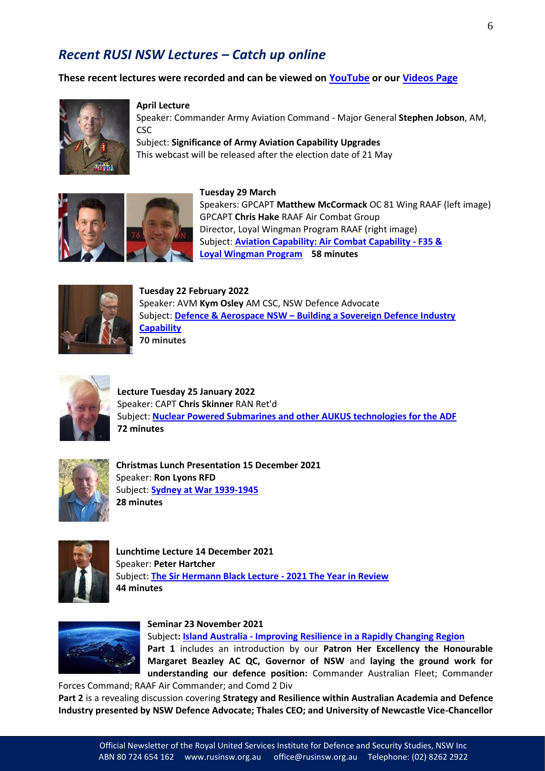## *Recent RUSI NSW Lectures – Catch up online*

**These recent lectures were recorded and can be viewed on YouTube or our Videos Page**

**April Lecture**
Speaker: Commander Army Aviation Command - Major General **Stephen Jobson**, AM, CSC
Subject: **Significance of Army Aviation Capability Upgrades**
This webcast will be released after the election date of 21 May

**Tuesday 29 March**
Speakers: GPCAPT **Matthew McCormack** OC 81 Wing RAAF (left image)
GPCAPT **Chris Hake** RAAF Air Combat Group
Director, Loyal Wingman Program RAAF (right image)
Subject: **Aviation Capability: Air Combat Capability - F35 & Loyal Wingman Program** **58 minutes**

**Tuesday 22 February 2022**
Speaker: AVM **Kym Osley** AM CSC, NSW Defence Advocate
Subject: **Defence & Aerospace NSW – Building a Sovereign Defence Industry Capability**
**70 minutes**

**Lecture Tuesday 25 January 2022**
Speaker: CAPT **Chris Skinner** RAN Ret'd
Subject: **Nuclear Powered Submarines and other AUKUS technologies for the ADF**
**72 minutes**

**Christmas Lunch Presentation 15 December 2021**
Speaker: **Ron Lyons RFD**
Subject: **Sydney at War 1939-1945**
**28 minutes**

**Lunchtime Lecture 14 December 2021**
Speaker: **Peter Hartcher**
Subject: **The Sir Hermann Black Lecture - 2021 The Year in Review**
**44 minutes**

**Seminar 23 November 2021**
Subject**: Island Australia - Improving Resilience in a Rapidly Changing Region**
**Part 1** includes an introduction by our **Patron Her Excellency the Honourable Margaret Beazley AC QC, Governor of NSW** and **laying the ground work for understanding our defence position:** Commander Australian Fleet; Commander Forces Command; RAAF Air Commander; and Comd 2 Div
**Part 2** is a revealing discussion covering **Strategy and Resilience within Australian Academia and Defence Industry presented by NSW Defence Advocate; Thales CEO; and University of Newcastle Vice-Chancellor**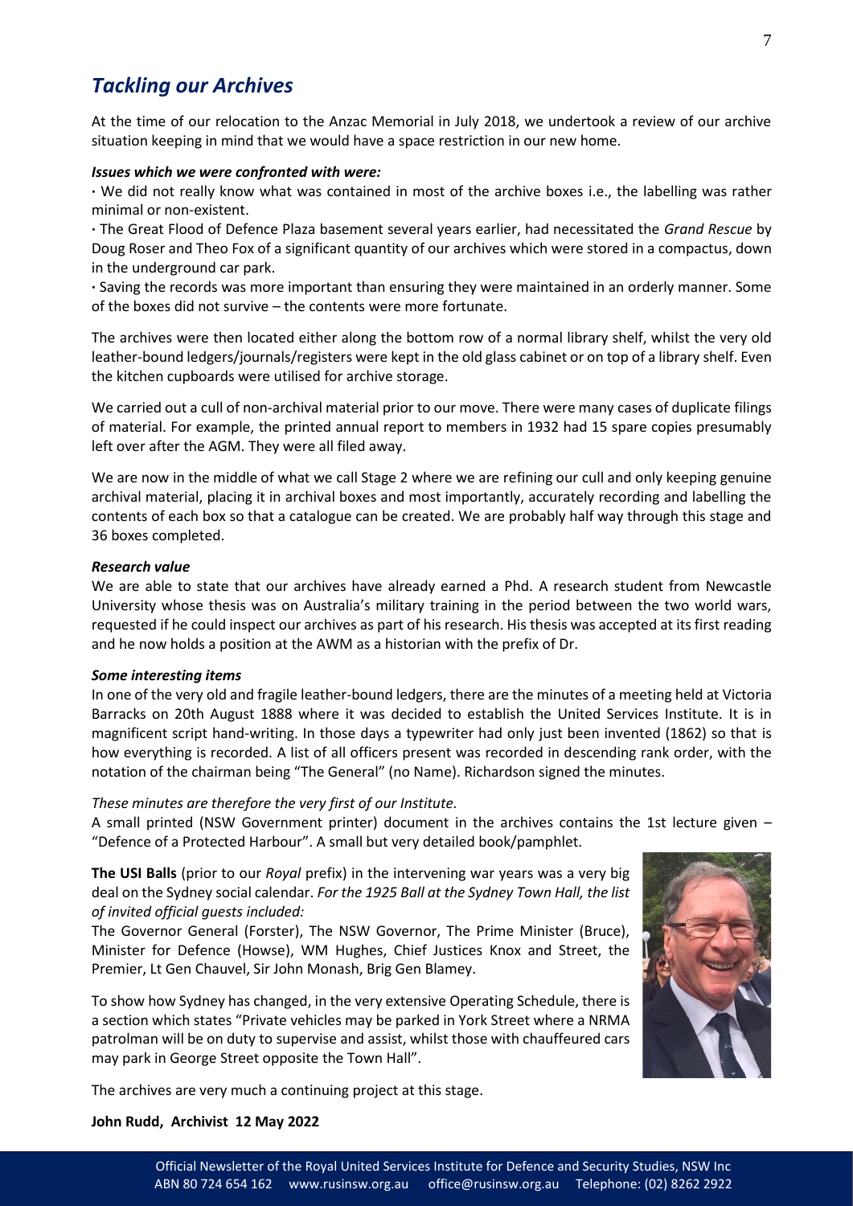## *Tackling our Archives*

At the time of our relocation to the Anzac Memorial in July 2018, we undertook a review of our archive situation keeping in mind that we would have a space restriction in our new home.

***Issues which we were confronted with were:***

· We did not really know what was contained in most of the archive boxes i.e., the labelling was rather minimal or non-existent.

· The Great Flood of Defence Plaza basement several years earlier, had necessitated the *Grand Rescue* by Doug Roser and Theo Fox of a significant quantity of our archives which were stored in a compactus, down in the underground car park.

· Saving the records was more important than ensuring they were maintained in an orderly manner. Some of the boxes did not survive – the contents were more fortunate.

The archives were then located either along the bottom row of a normal library shelf, whilst the very old leather-bound ledgers/journals/registers were kept in the old glass cabinet or on top of a library shelf. Even the kitchen cupboards were utilised for archive storage.

We carried out a cull of non-archival material prior to our move. There were many cases of duplicate filings of material. For example, the printed annual report to members in 1932 had 15 spare copies presumably left over after the AGM. They were all filed away.

We are now in the middle of what we call Stage 2 where we are refining our cull and only keeping genuine archival material, placing it in archival boxes and most importantly, accurately recording and labelling the contents of each box so that a catalogue can be created. We are probably half way through this stage and 36 boxes completed.

***Research value***

We are able to state that our archives have already earned a Phd. A research student from Newcastle University whose thesis was on Australia's military training in the period between the two world wars, requested if he could inspect our archives as part of his research. His thesis was accepted at its first reading and he now holds a position at the AWM as a historian with the prefix of Dr.

***Some interesting items***

In one of the very old and fragile leather-bound ledgers, there are the minutes of a meeting held at Victoria Barracks on 20th August 1888 where it was decided to establish the United Services Institute. It is in magnificent script hand-writing. In those days a typewriter had only just been invented (1862) so that is how everything is recorded. A list of all officers present was recorded in descending rank order, with the notation of the chairman being "The General" (no Name). Richardson signed the minutes.

*These minutes are therefore the very first of our Institute.*

A small printed (NSW Government printer) document in the archives contains the 1st lecture given – "Defence of a Protected Harbour". A small but very detailed book/pamphlet.

**The USI Balls** (prior to our *Royal* prefix) in the intervening war years was a very big deal on the Sydney social calendar. *For the 1925 Ball at the Sydney Town Hall, the list of invited official guests included:*

The Governor General (Forster), The NSW Governor, The Prime Minister (Bruce), Minister for Defence (Howse), WM Hughes, Chief Justices Knox and Street, the Premier, Lt Gen Chauvel, Sir John Monash, Brig Gen Blamey.

To show how Sydney has changed, in the very extensive Operating Schedule, there is a section which states "Private vehicles may be parked in York Street where a NRMA patrolman will be on duty to supervise and assist, whilst those with chauffeured cars may park in George Street opposite the Town Hall".

The archives are very much a continuing project at this stage.

**John Rudd, Archivist 12 May 2022**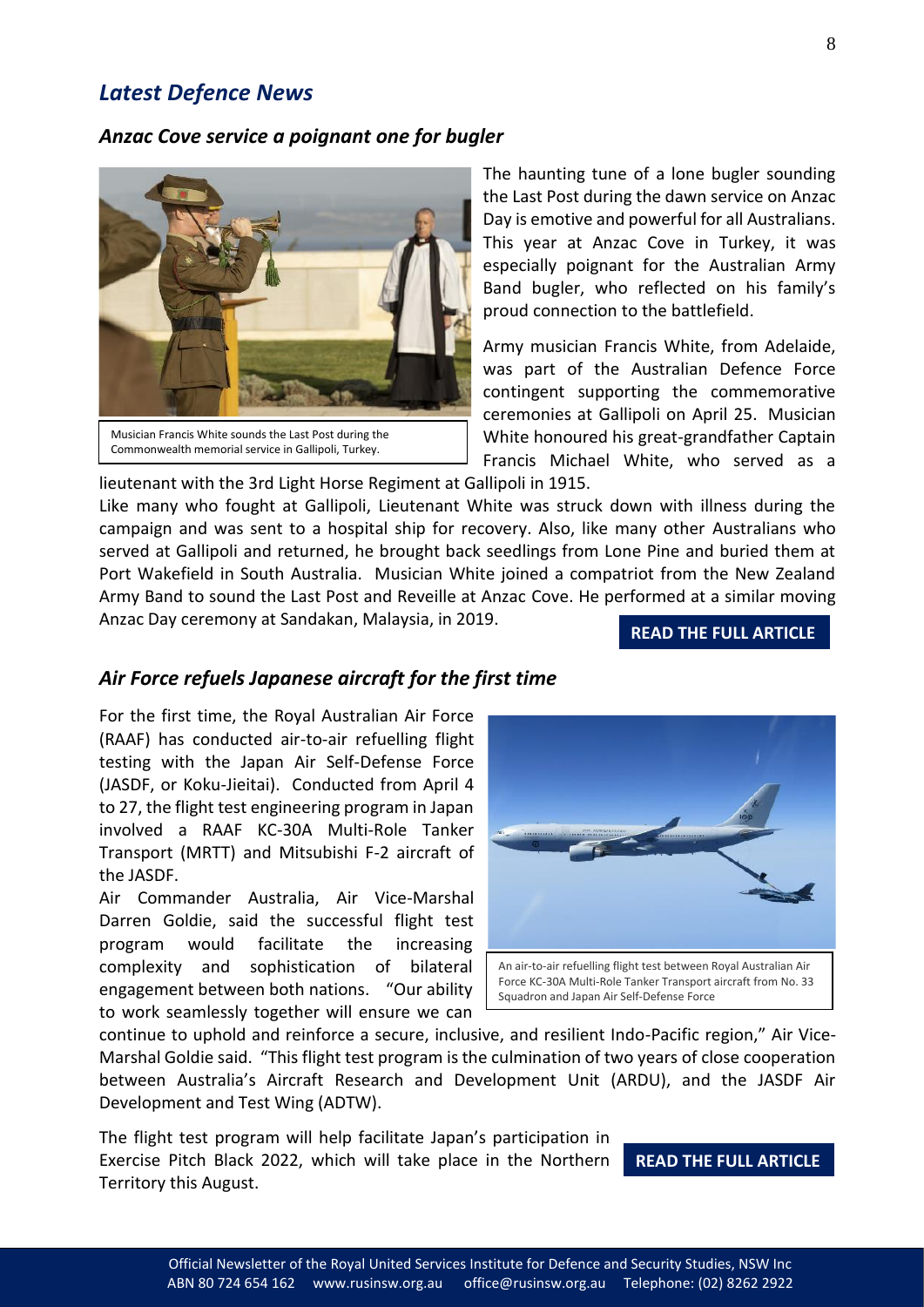## *Latest Defence News*

### *Anzac Cove service a poignant one for bugler*

Musician Francis White sounds the Last Post during the Commonwealth memorial service in Gallipoli, Turkey.

The haunting tune of a lone bugler sounding the Last Post during the dawn service on Anzac Day is emotive and powerful for all Australians. This year at Anzac Cove in Turkey, it was especially poignant for the Australian Army Band bugler, who reflected on his family's proud connection to the battlefield.

Army musician Francis White, from Adelaide, was part of the Australian Defence Force contingent supporting the commemorative ceremonies at Gallipoli on April 25. Musician White honoured his great-grandfather Captain Francis Michael White, who served as a lieutenant with the 3rd Light Horse Regiment at Gallipoli in 1915.

Like many who fought at Gallipoli, Lieutenant White was struck down with illness during the campaign and was sent to a hospital ship for recovery. Also, like many other Australians who served at Gallipoli and returned, he brought back seedlings from Lone Pine and buried them at Port Wakefield in South Australia. Musician White joined a compatriot from the New Zealand Army Band to sound the Last Post and Reveille at Anzac Cove. He performed at a similar moving Anzac Day ceremony at Sandakan, Malaysia, in 2019.

**READ THE FULL ARTICLE**

### *Air Force refuels Japanese aircraft for the first time*

For the first time, the Royal Australian Air Force (RAAF) has conducted air-to-air refuelling flight testing with the Japan Air Self-Defense Force (JASDF, or Koku-Jieitai). Conducted from April 4 to 27, the flight test engineering program in Japan involved a RAAF KC-30A Multi-Role Tanker Transport (MRTT) and Mitsubishi F-2 aircraft of the JASDF.

Air Commander Australia, Air Vice-Marshal Darren Goldie, said the successful flight test program would facilitate the increasing complexity and sophistication of bilateral engagement between both nations. "Our ability to work seamlessly together will ensure we can continue to uphold and reinforce a secure, inclusive, and resilient Indo-Pacific region," Air Vice-Marshal Goldie said. "This flight test program is the culmination of two years of close cooperation between Australia's Aircraft Research and Development Unit (ARDU), and the JASDF Air Development and Test Wing (ADTW).

An air-to-air refuelling flight test between Royal Australian Air Force KC-30A Multi-Role Tanker Transport aircraft from No. 33 Squadron and Japan Air Self-Defense Force

The flight test program will help facilitate Japan's participation in Exercise Pitch Black 2022, which will take place in the Northern Territory this August.

**READ THE FULL ARTICLE**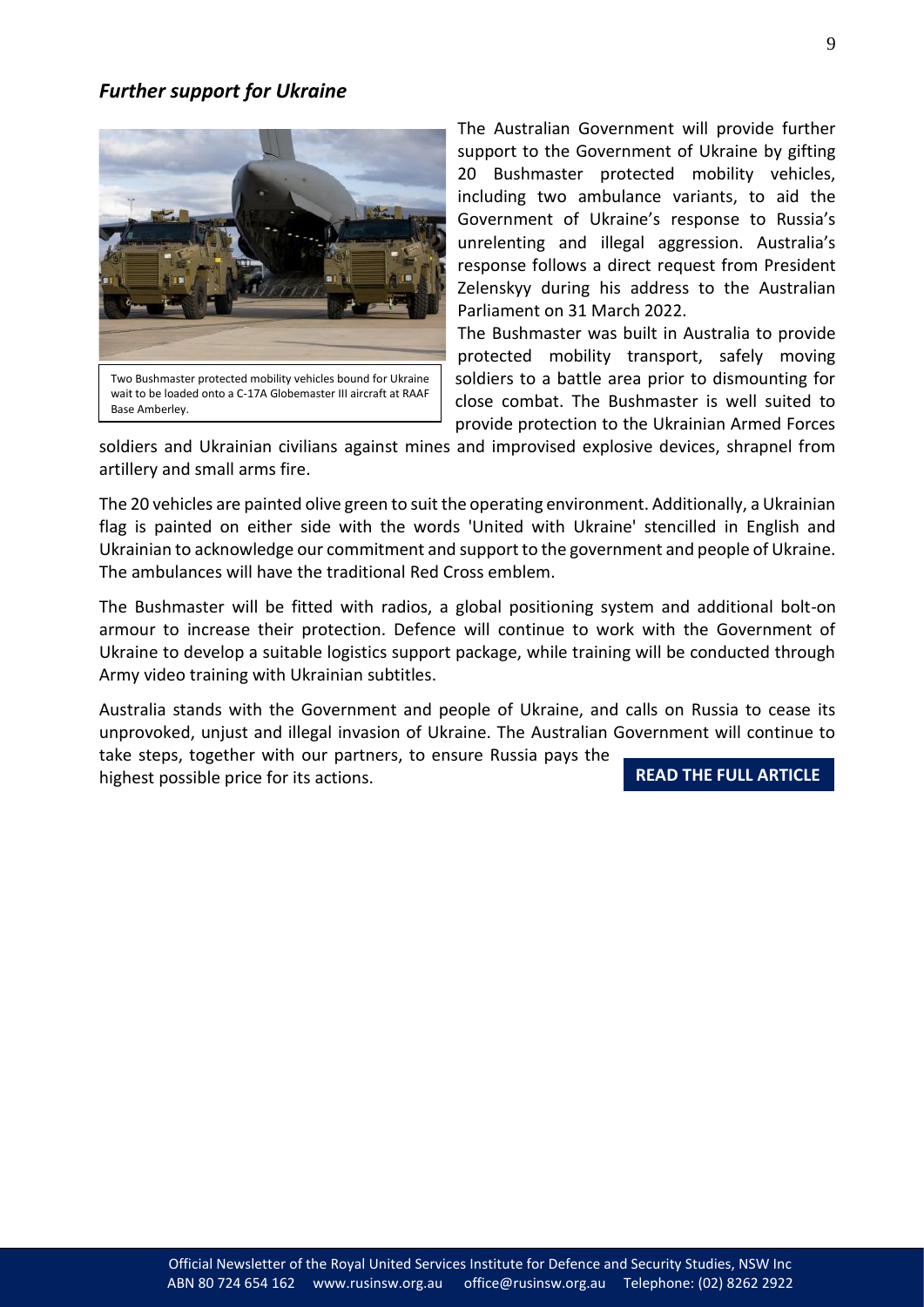### *Further support for Ukraine*

Two Bushmaster protected mobility vehicles bound for Ukraine wait to be loaded onto a C-17A Globemaster III aircraft at RAAF Base Amberley.

The Australian Government will provide further support to the Government of Ukraine by gifting 20 Bushmaster protected mobility vehicles, including two ambulance variants, to aid the Government of Ukraine's response to Russia's unrelenting and illegal aggression. Australia's response follows a direct request from President Zelenskyy during his address to the Australian Parliament on 31 March 2022.

The Bushmaster was built in Australia to provide protected mobility transport, safely moving soldiers to a battle area prior to dismounting for close combat. The Bushmaster is well suited to provide protection to the Ukrainian Armed Forces soldiers and Ukrainian civilians against mines and improvised explosive devices, shrapnel from artillery and small arms fire.

The 20 vehicles are painted olive green to suit the operating environment. Additionally, a Ukrainian flag is painted on either side with the words 'United with Ukraine' stencilled in English and Ukrainian to acknowledge our commitment and support to the government and people of Ukraine. The ambulances will have the traditional Red Cross emblem.

The Bushmaster will be fitted with radios, a global positioning system and additional bolt-on armour to increase their protection. Defence will continue to work with the Government of Ukraine to develop a suitable logistics support package, while training will be conducted through Army video training with Ukrainian subtitles.

Australia stands with the Government and people of Ukraine, and calls on Russia to cease its unprovoked, unjust and illegal invasion of Ukraine. The Australian Government will continue to take steps, together with our partners, to ensure Russia pays the highest possible price for its actions.

**READ THE FULL ARTICLE**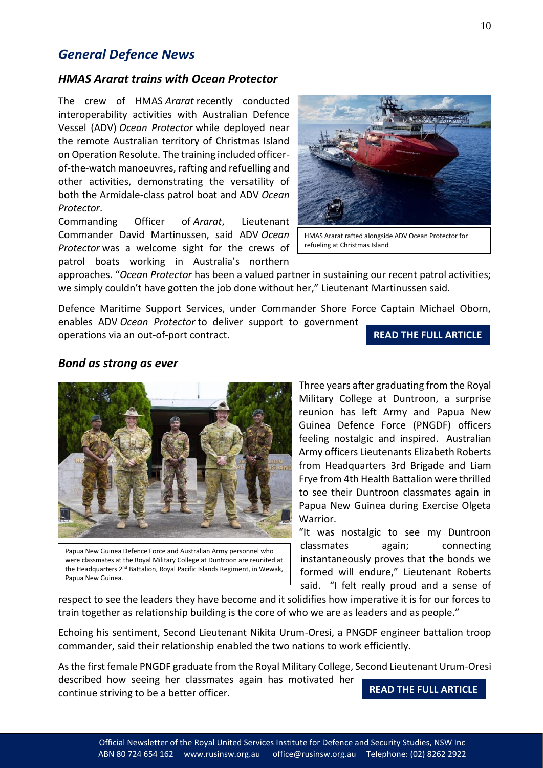## *General Defence News*

### *HMAS Ararat trains with Ocean Protector*

The crew of HMAS *Ararat* recently conducted interoperability activities with Australian Defence Vessel (ADV) *Ocean Protector* while deployed near the remote Australian territory of Christmas Island on Operation Resolute. The training included officer-of-the-watch manoeuvres, rafting and refuelling and other activities, demonstrating the versatility of both the Armidale-class patrol boat and ADV *Ocean Protector*.

HMAS Ararat rafted alongside ADV Ocean Protector for refueling at Christmas Island

Commanding Officer of *Ararat*, Lieutenant Commander David Martinussen, said ADV *Ocean Protector* was a welcome sight for the crews of patrol boats working in Australia's northern approaches. "*Ocean Protector* has been a valued partner in sustaining our recent patrol activities; we simply couldn't have gotten the job done without her," Lieutenant Martinussen said.

Defence Maritime Support Services, under Commander Shore Force Captain Michael Oborn, enables ADV *Ocean Protector* to deliver support to government operations via an out-of-port contract.

**READ THE FULL ARTICLE**

### *Bond as strong as ever*

Papua New Guinea Defence Force and Australian Army personnel who were classmates at the Royal Military College at Duntroon are reunited at the Headquarters 2nd Battalion, Royal Pacific Islands Regiment, in Wewak, Papua New Guinea.

Three years after graduating from the Royal Military College at Duntroon, a surprise reunion has left Army and Papua New Guinea Defence Force (PNGDF) officers feeling nostalgic and inspired. Australian Army officers Lieutenants Elizabeth Roberts from Headquarters 3rd Brigade and Liam Frye from 4th Health Battalion were thrilled to see their Duntroon classmates again in Papua New Guinea during Exercise Olgeta Warrior.

"It was nostalgic to see my Duntroon classmates again; connecting instantaneously proves that the bonds we formed will endure," Lieutenant Roberts said. "I felt really proud and a sense of respect to see the leaders they have become and it solidifies how imperative it is for our forces to train together as relationship building is the core of who we are as leaders and as people."

Echoing his sentiment, Second Lieutenant Nikita Urum-Oresi, a PNGDF engineer battalion troop commander, said their relationship enabled the two nations to work efficiently.

As the first female PNGDF graduate from the Royal Military College, Second Lieutenant Urum-Oresi described how seeing her classmates again has motivated her continue striving to be a better officer.

**READ THE FULL ARTICLE**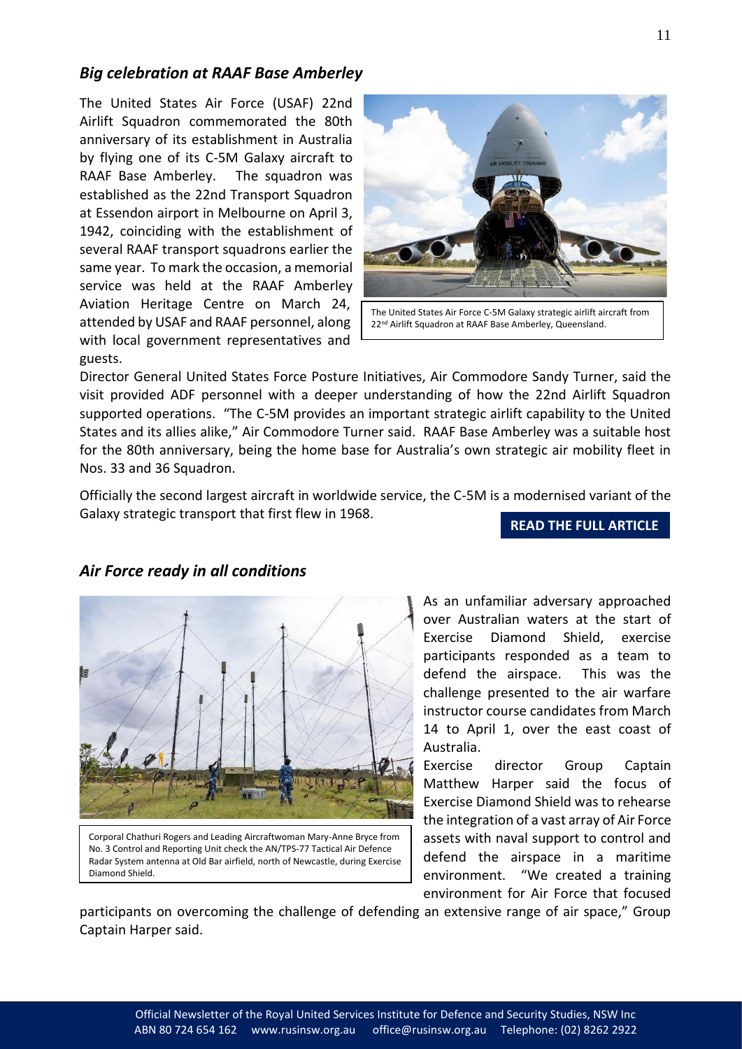### *Big celebration at RAAF Base Amberley*

The United States Air Force (USAF) 22nd Airlift Squadron commemorated the 80th anniversary of its establishment in Australia by flying one of its C-5M Galaxy aircraft to RAAF Base Amberley. The squadron was established as the 22nd Transport Squadron at Essendon airport in Melbourne on April 3, 1942, coinciding with the establishment of several RAAF transport squadrons earlier the same year. To mark the occasion, a memorial service was held at the RAAF Amberley Aviation Heritage Centre on March 24, attended by USAF and RAAF personnel, along with local government representatives and guests.

The United States Air Force C-5M Galaxy strategic airlift aircraft from 22nd Airlift Squadron at RAAF Base Amberley, Queensland.

Director General United States Force Posture Initiatives, Air Commodore Sandy Turner, said the visit provided ADF personnel with a deeper understanding of how the 22nd Airlift Squadron supported operations. "The C-5M provides an important strategic airlift capability to the United States and its allies alike," Air Commodore Turner said. RAAF Base Amberley was a suitable host for the 80th anniversary, being the home base for Australia's own strategic air mobility fleet in Nos. 33 and 36 Squadron.

Officially the second largest aircraft in worldwide service, the C-5M is a modernised variant of the Galaxy strategic transport that first flew in 1968.

**READ THE FULL ARTICLE**

### *Air Force ready in all conditions*

Corporal Chathuri Rogers and Leading Aircraftwoman Mary-Anne Bryce from No. 3 Control and Reporting Unit check the AN/TPS-77 Tactical Air Defence Radar System antenna at Old Bar airfield, north of Newcastle, during Exercise Diamond Shield.

As an unfamiliar adversary approached over Australian waters at the start of Exercise Diamond Shield, exercise participants responded as a team to defend the airspace. This was the challenge presented to the air warfare instructor course candidates from March 14 to April 1, over the east coast of Australia.

Exercise director Group Captain Matthew Harper said the focus of Exercise Diamond Shield was to rehearse the integration of a vast array of Air Force assets with naval support to control and defend the airspace in a maritime environment. "We created a training environment for Air Force that focused participants on overcoming the challenge of defending an extensive range of air space," Group Captain Harper said.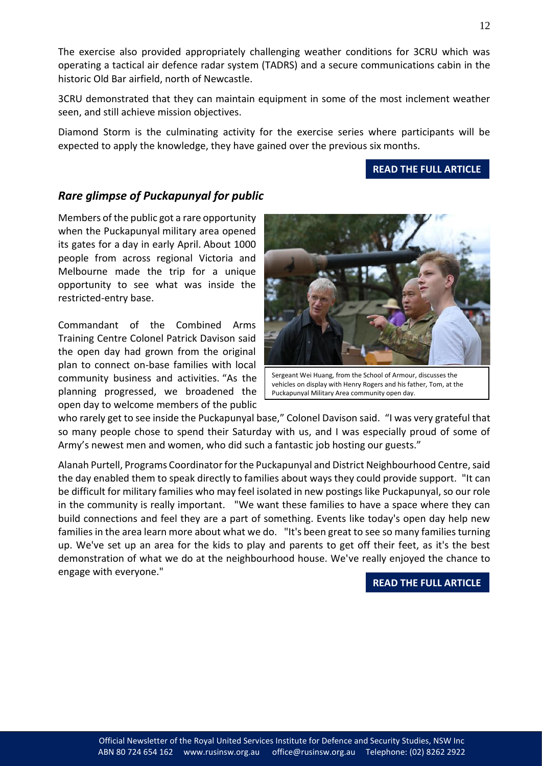The exercise also provided appropriately challenging weather conditions for 3CRU which was operating a tactical air defence radar system (TADRS) and a secure communications cabin in the historic Old Bar airfield, north of Newcastle.

3CRU demonstrated that they can maintain equipment in some of the most inclement weather seen, and still achieve mission objectives.

Diamond Storm is the culminating activity for the exercise series where participants will be expected to apply the knowledge, they have gained over the previous six months.

**READ THE FULL ARTICLE**

## *Rare glimpse of Puckapunyal for public*

Members of the public got a rare opportunity when the Puckapunyal military area opened its gates for a day in early April. About 1000 people from across regional Victoria and Melbourne made the trip for a unique opportunity to see what was inside the restricted-entry base.

Sergeant Wei Huang, from the School of Armour, discusses the vehicles on display with Henry Rogers and his father, Tom, at the Puckapunyal Military Area community open day.

Commandant of the Combined Arms Training Centre Colonel Patrick Davison said the open day had grown from the original plan to connect on-base families with local community business and activities. "As the planning progressed, we broadened the open day to welcome members of the public who rarely get to see inside the Puckapunyal base," Colonel Davison said. "I was very grateful that so many people chose to spend their Saturday with us, and I was especially proud of some of Army's newest men and women, who did such a fantastic job hosting our guests."

Alanah Purtell, Programs Coordinator for the Puckapunyal and District Neighbourhood Centre, said the day enabled them to speak directly to families about ways they could provide support. "It can be difficult for military families who may feel isolated in new postings like Puckapunyal, so our role in the community is really important. "We want these families to have a space where they can build connections and feel they are a part of something. Events like today's open day help new families in the area learn more about what we do. "It's been great to see so many families turning up. We've set up an area for the kids to play and parents to get off their feet, as it's the best demonstration of what we do at the neighbourhood house. We've really enjoyed the chance to engage with everyone."

**READ THE FULL ARTICLE**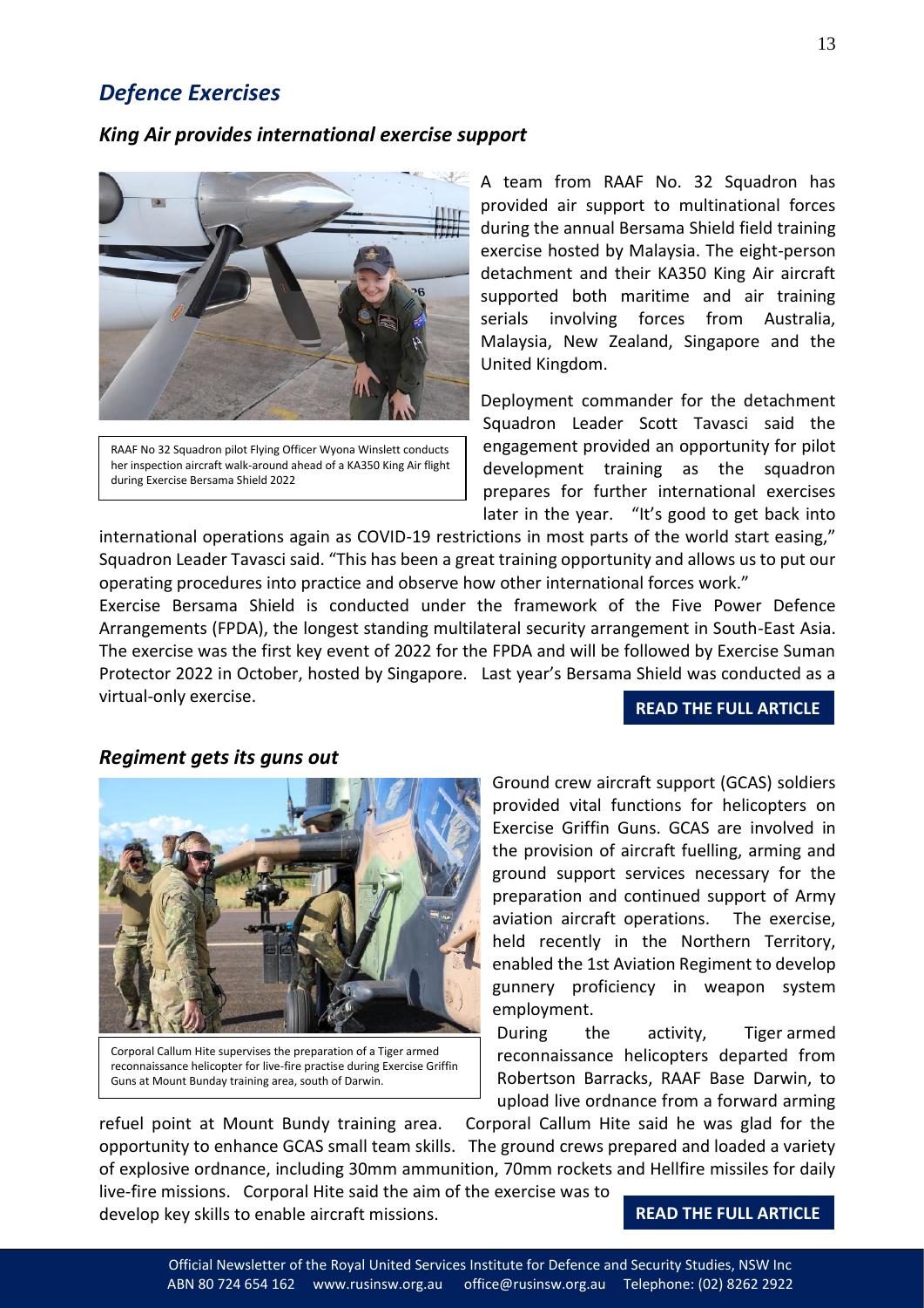## *Defence Exercises*

### *King Air provides international exercise support*

RAAF No 32 Squadron pilot Flying Officer Wyona Winslett conducts her inspection aircraft walk-around ahead of a KA350 King Air flight during Exercise Bersama Shield 2022

A team from RAAF No. 32 Squadron has provided air support to multinational forces during the annual Bersama Shield field training exercise hosted by Malaysia. The eight-person detachment and their KA350 King Air aircraft supported both maritime and air training serials involving forces from Australia, Malaysia, New Zealand, Singapore and the United Kingdom.

Deployment commander for the detachment Squadron Leader Scott Tavasci said the engagement provided an opportunity for pilot development training as the squadron prepares for further international exercises later in the year. "It's good to get back into international operations again as COVID-19 restrictions in most parts of the world start easing," Squadron Leader Tavasci said. "This has been a great training opportunity and allows us to put our operating procedures into practice and observe how other international forces work."

Exercise Bersama Shield is conducted under the framework of the Five Power Defence Arrangements (FPDA), the longest standing multilateral security arrangement in South-East Asia. The exercise was the first key event of 2022 for the FPDA and will be followed by Exercise Suman Protector 2022 in October, hosted by Singapore. Last year's Bersama Shield was conducted as a virtual-only exercise.

**READ THE FULL ARTICLE**

### *Regiment gets its guns out*

Corporal Callum Hite supervises the preparation of a Tiger armed reconnaissance helicopter for live-fire practise during Exercise Griffin Guns at Mount Bunday training area, south of Darwin.

Ground crew aircraft support (GCAS) soldiers provided vital functions for helicopters on Exercise Griffin Guns. GCAS are involved in the provision of aircraft fuelling, arming and ground support services necessary for the preparation and continued support of Army aviation aircraft operations. The exercise, held recently in the Northern Territory, enabled the 1st Aviation Regiment to develop gunnery proficiency in weapon system employment.

During the activity, Tiger armed reconnaissance helicopters departed from Robertson Barracks, RAAF Base Darwin, to upload live ordnance from a forward arming refuel point at Mount Bundy training area. Corporal Callum Hite said he was glad for the opportunity to enhance GCAS small team skills. The ground crews prepared and loaded a variety of explosive ordnance, including 30mm ammunition, 70mm rockets and Hellfire missiles for daily live-fire missions. Corporal Hite said the aim of the exercise was to develop key skills to enable aircraft missions.

**READ THE FULL ARTICLE**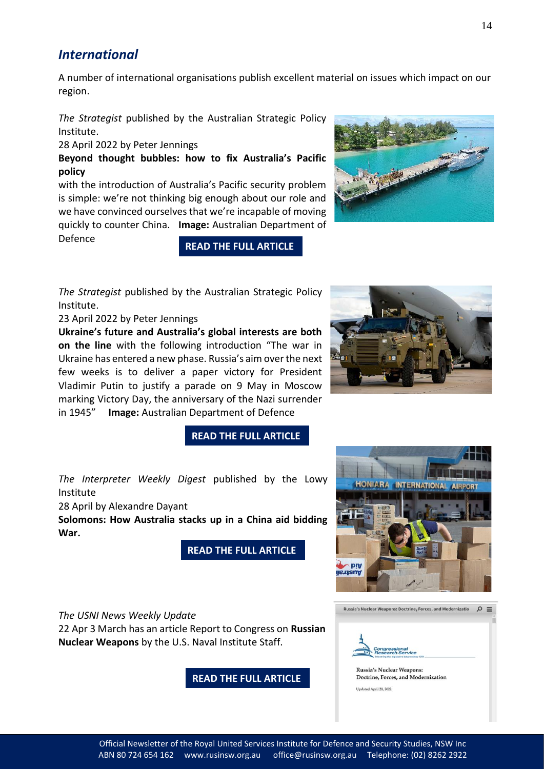## *International*

A number of international organisations publish excellent material on issues which impact on our region.

*The Strategist* published by the Australian Strategic Policy Institute.

28 April 2022 by Peter Jennings

**Beyond thought bubbles: how to fix Australia's Pacific policy**

with the introduction of Australia's Pacific security problem is simple: we're not thinking big enough about our role and we have convinced ourselves that we're incapable of moving quickly to counter China. **Image:** Australian Department of Defence

**READ THE FULL ARTICLE**

*The Strategist* published by the Australian Strategic Policy Institute.

23 April 2022 by Peter Jennings

**Ukraine's future and Australia's global interests are both on the line** with the following introduction "The war in Ukraine has entered a new phase. Russia's aim over the next few weeks is to deliver a paper victory for President Vladimir Putin to justify a parade on 9 May in Moscow marking Victory Day, the anniversary of the Nazi surrender in 1945" **Image:** Australian Department of Defence

**READ THE FULL ARTICLE**

*The Interpreter Weekly Digest* published by the Lowy Institute

28 April by Alexandre Dayant

**Solomons: How Australia stacks up in a China aid bidding War.**

**READ THE FULL ARTICLE**

*The USNI News Weekly Update*

22 Apr 3 March has an article Report to Congress on **Russian Nuclear Weapons** by the U.S. Naval Institute Staff.

**READ THE FULL ARTICLE**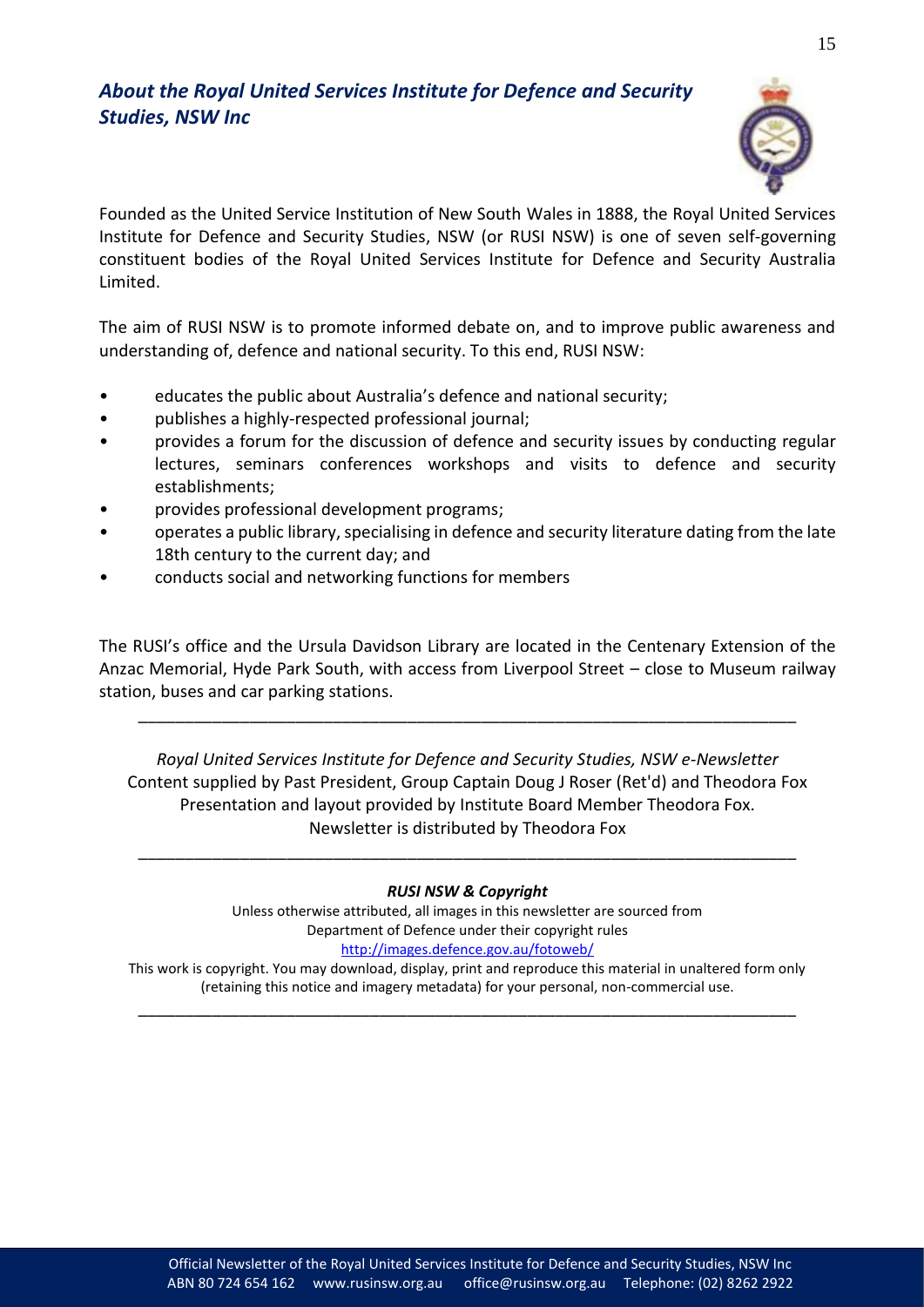## *About the Royal United Services Institute for Defence and Security Studies, NSW Inc*

Founded as the United Service Institution of New South Wales in 1888, the Royal United Services Institute for Defence and Security Studies, NSW (or RUSI NSW) is one of seven self-governing constituent bodies of the Royal United Services Institute for Defence and Security Australia Limited.

The aim of RUSI NSW is to promote informed debate on, and to improve public awareness and understanding of, defence and national security. To this end, RUSI NSW:

- educates the public about Australia's defence and national security;
- publishes a highly-respected professional journal;
- provides a forum for the discussion of defence and security issues by conducting regular lectures, seminars conferences workshops and visits to defence and security establishments;
- provides professional development programs;
- operates a public library, specialising in defence and security literature dating from the late 18th century to the current day; and
- conducts social and networking functions for members

The RUSI's office and the Ursula Davidson Library are located in the Centenary Extension of the Anzac Memorial, Hyde Park South, with access from Liverpool Street – close to Museum railway station, buses and car parking stations.

---

*Royal United Services Institute for Defence and Security Studies, NSW e-Newsletter*
Content supplied by Past President, Group Captain Doug J Roser (Ret'd) and Theodora Fox
Presentation and layout provided by Institute Board Member Theodora Fox.
Newsletter is distributed by Theodora Fox

---

***RUSI NSW & Copyright***

Unless otherwise attributed, all images in this newsletter are sourced from Department of Defence under their copyright rules
http://images.defence.gov.au/fotoweb/

This work is copyright. You may download, display, print and reproduce this material in unaltered form only (retaining this notice and imagery metadata) for your personal, non-commercial use.

---